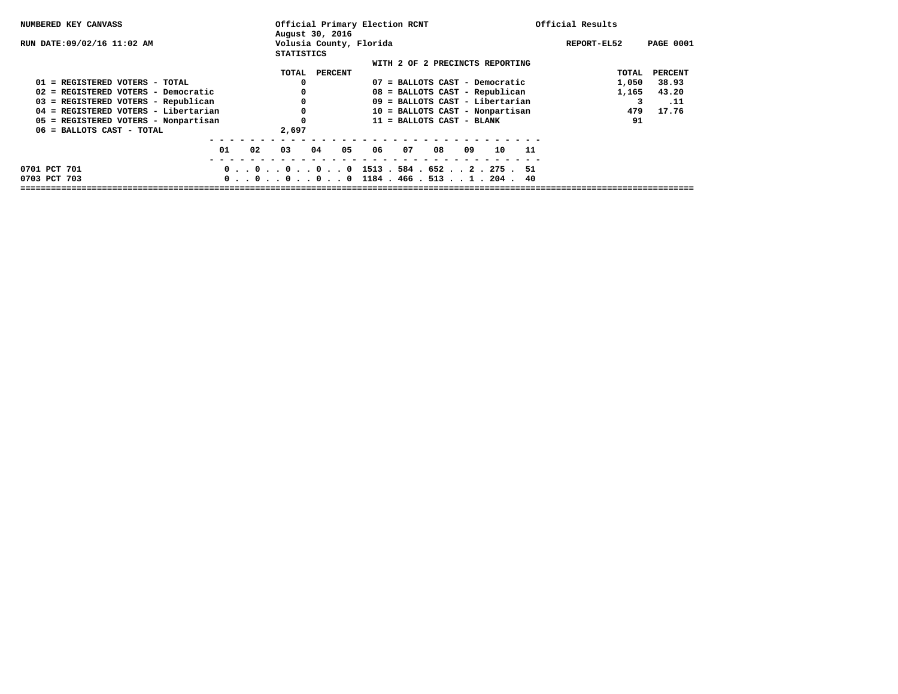NUMBERED KEY CANVASS

RUN DATE:09/02/16 11:02 AM

Official Primary Election RCNT
August 30, 2016
Volusia County, Florida
STATISTICS

Official Results

REPORT-EL52 PAGE 0001

WITH 2 OF 2 PRECINCTS REPORTING

| | TOTAL | PERCENT |
|---|---|---|
| 01 = REGISTERED VOTERS - TOTAL | 0 | |
| 02 = REGISTERED VOTERS - Democratic | 0 | |
| 03 = REGISTERED VOTERS - Republican | 0 | |
| 04 = REGISTERED VOTERS - Libertarian | 0 | |
| 05 = REGISTERED VOTERS - Nonpartisan | 0 | |
| 06 = BALLOTS CAST - TOTAL | 2,697 | |

| | TOTAL | PERCENT |
|---|---|---|
| 07 = BALLOTS CAST - Democratic | 1,050 | 38.93 |
| 08 = BALLOTS CAST - Republican | 1,165 | 43.20 |
| 09 = BALLOTS CAST - Libertarian | 3 | .11 |
| 10 = BALLOTS CAST - Nonpartisan | 479 | 17.76 |
| 11 = BALLOTS CAST - BLANK | 91 | |

| | 01 | 02 | 03 | 04 | 05 | 06 | 07 | 08 | 09 | 10 | 11 |
|---|---|---|---|---|---|---|---|---|---|---|---|
| 0701 PCT 701 | 0 | 0 | 0 | 0 | 0 | 1513 | 584 | 652 | 2 | 275 | 51 |
| 0703 PCT 703 | 0 | 0 | 0 | 0 | 0 | 1184 | 466 | 513 | 1 | 204 | 40 |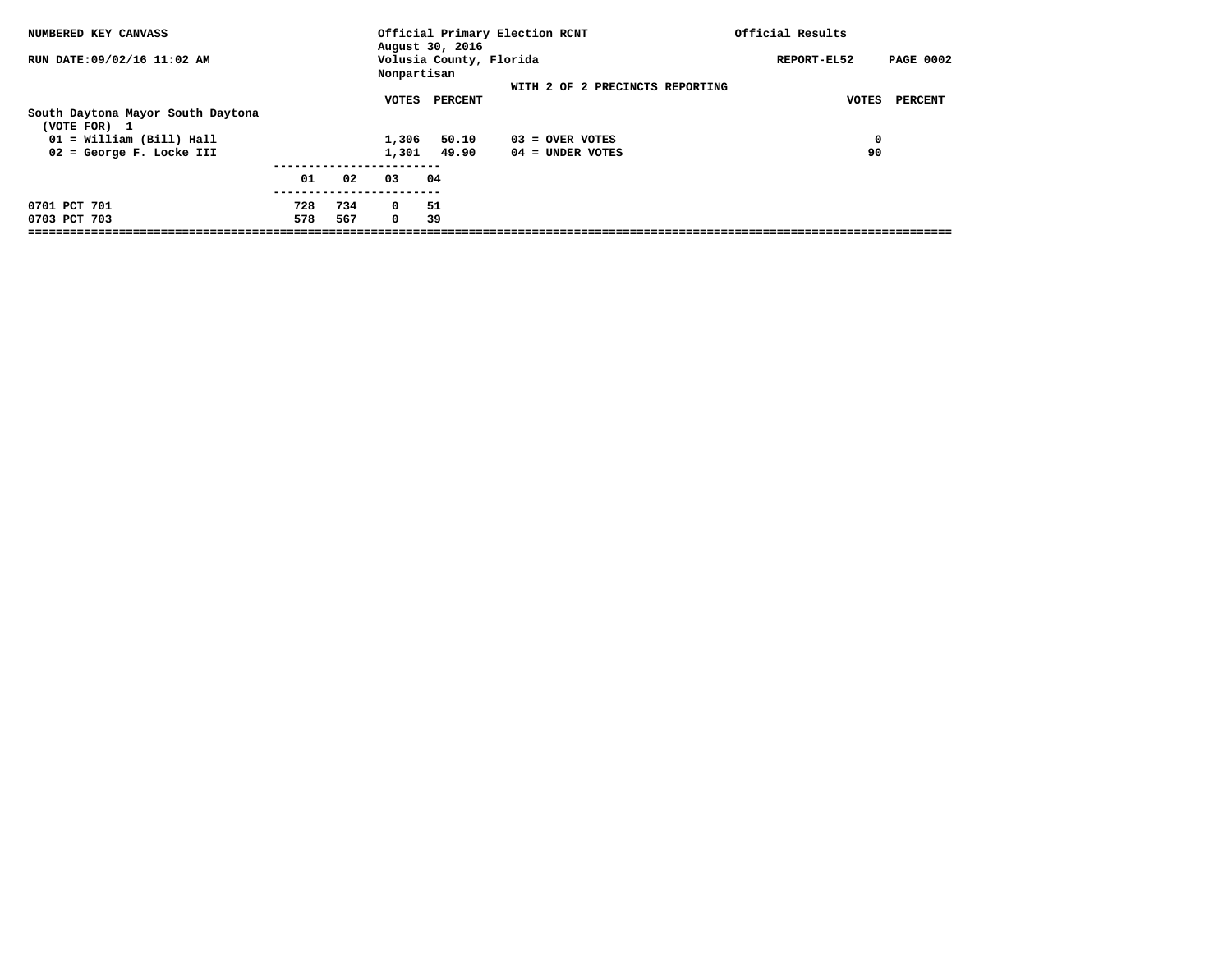NUMBERED KEY CANVASS

RUN DATE:09/02/16 11:02 AM

Official Primary Election RCNT
August 30, 2016
Volusia County, Florida
Nonpartisan

Official Results

REPORT-EL52 PAGE 0002

WITH 2 OF 2 PRECINCTS REPORTING

**South Daytona Mayor South Daytona**
(VOTE FOR) 1

| | VOTES | PERCENT |
|---|---|---|
| 01 = William (Bill) Hall | 1,306 | 50.10 |
| 02 = George F. Locke III | 1,301 | 49.90 |

| | VOTES | PERCENT |
|---|---|---|
| 03 = OVER VOTES | 0 | |
| 04 = UNDER VOTES | 90 | |

| | 01 | 02 | 03 | 04 |
|---|---|---|---|---|
| 0701 PCT 701 | 728 | 734 | 0 | 51 |
| 0703 PCT 703 | 578 | 567 | 0 | 39 |